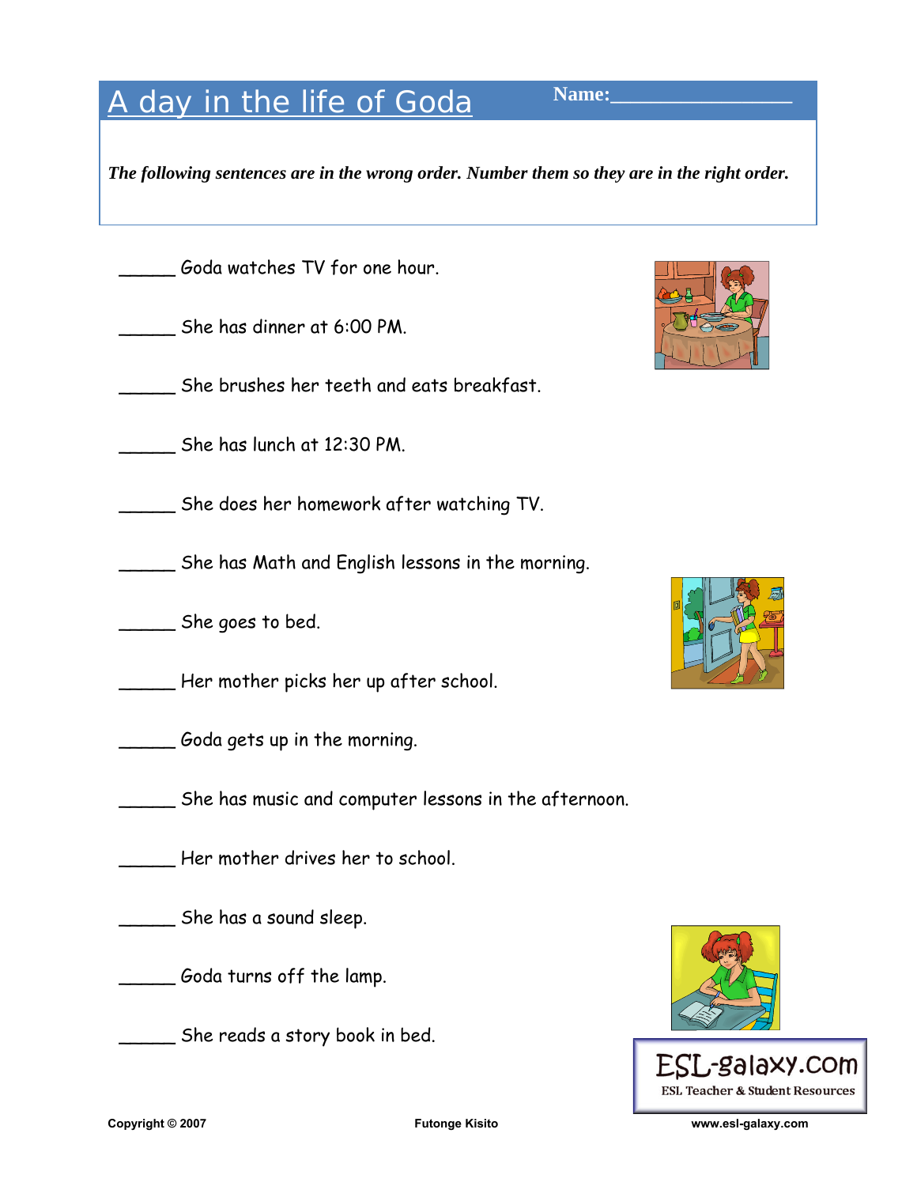# A day in the life of Goda

**Name:_______________**

***The following sentences are in the wrong order. Number them so they are in the right order.***

_____ Goda watches TV for one hour.

_____ She has dinner at 6:00 PM.

_____ She brushes her teeth and eats breakfast.

_____ She has lunch at 12:30 PM.

_____ She does her homework after watching TV.

_____ She has Math and English lessons in the morning.

_____ She goes to bed.

_____ Her mother picks her up after school.

_____ Goda gets up in the morning.

_____ She has music and computer lessons in the afternoon.

_____ Her mother drives her to school.

_____ She has a sound sleep.

_____ Goda turns off the lamp.

_____ She reads a story book in bed.

ESL-galaxy.com
ESL Teacher & Student Resources

Copyright © 2007 Futonge Kisito www.esl-galaxy.com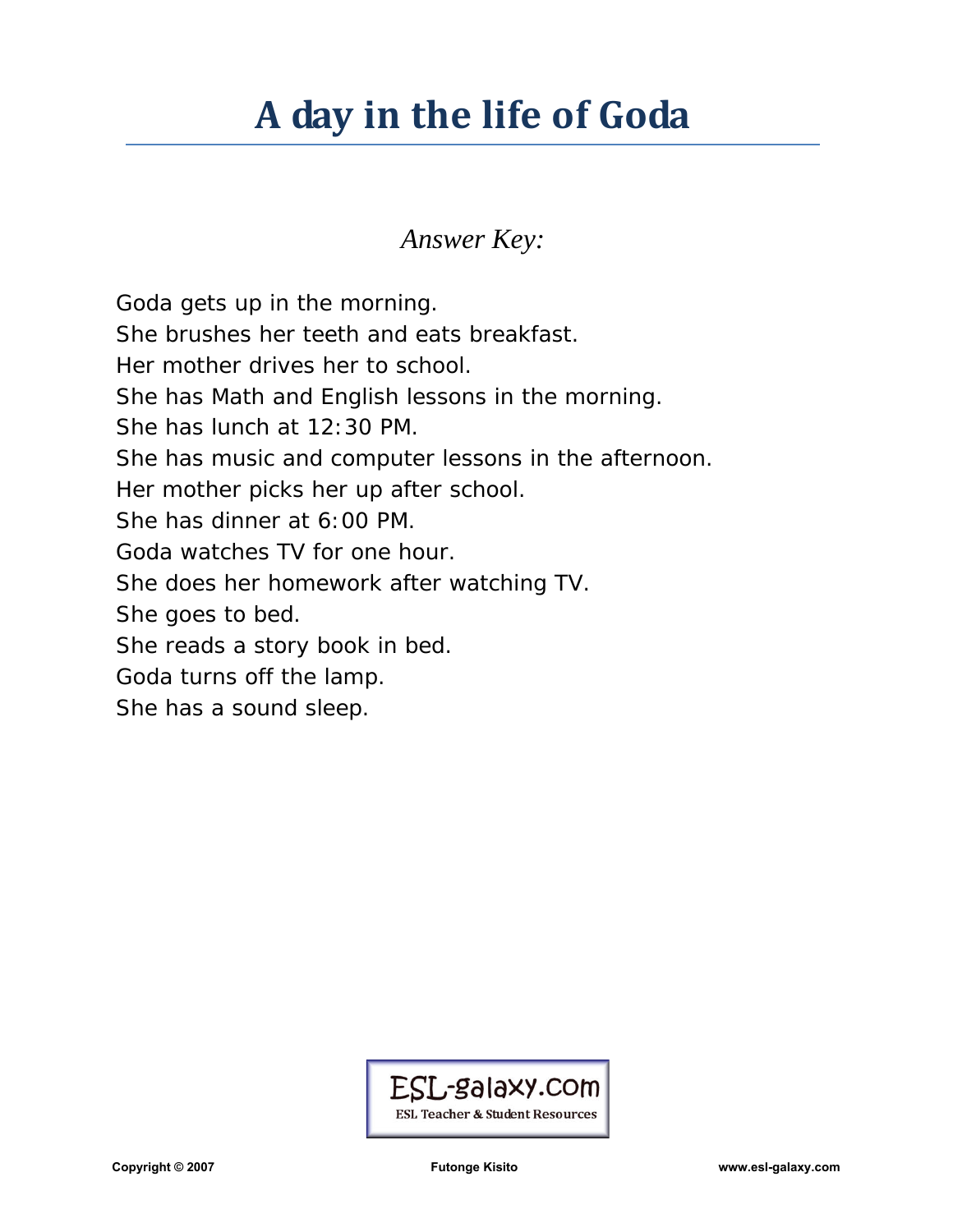# A day in the life of Goda

*Answer Key:*

Goda gets up in the morning.
She brushes her teeth and eats breakfast.
Her mother drives her to school.
She has Math and English lessons in the morning.
She has lunch at 12:30 PM.
She has music and computer lessons in the afternoon.
Her mother picks her up after school.
She has dinner at 6:00 PM.
Goda watches TV for one hour.
She does her homework after watching TV.
She goes to bed.
She reads a story book in bed.
Goda turns off the lamp.
She has a sound sleep.

ESL-galaxy.com
ESL Teacher & Student Resources

Copyright © 2007 Futonge Kisito www.esl-galaxy.com